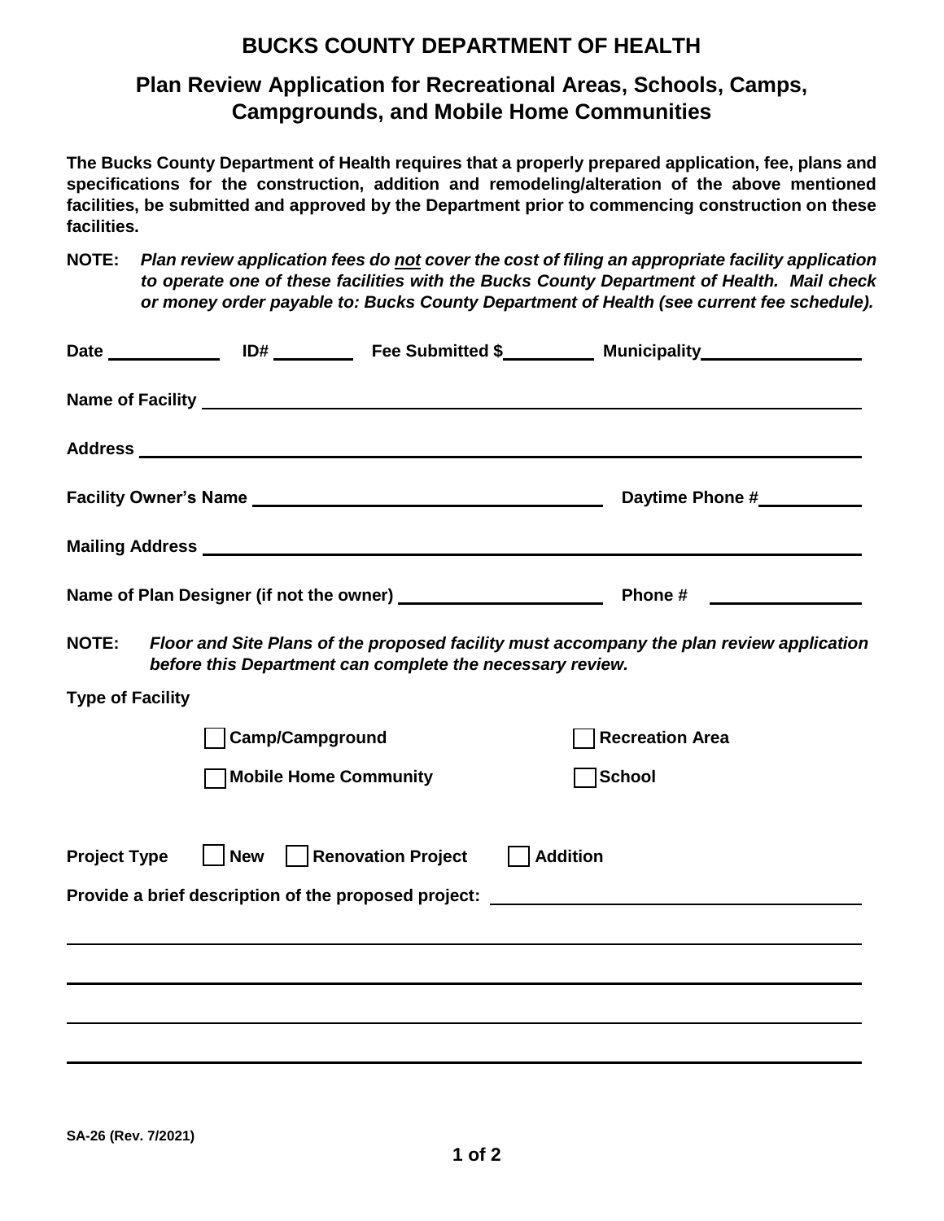# BUCKS COUNTY DEPARTMENT OF HEALTH

## Plan Review Application for Recreational Areas, Schools, Camps, Campgrounds, and Mobile Home Communities

**The Bucks County Department of Health requires that a properly prepared application, fee, plans and specifications for the construction, addition and remodeling/alteration of the above mentioned facilities, be submitted and approved by the Department prior to commencing construction on these facilities.**

**NOTE:** ***Plan review application fees do not cover the cost of filing an appropriate facility application to operate one of these facilities with the Bucks County Department of Health. Mail check or money order payable to: Bucks County Department of Health (see current fee schedule).***

**Date** ____________ **ID#** _________ **Fee Submitted $**__________ **Municipality**_________________

**Name of Facility** ________________________________________________________________

**Address** ________________________________________________________________

**Facility Owner's Name** ____________________________________ **Daytime Phone #**___________

**Mailing Address** ________________________________________________________________

**Name of Plan Designer (if not the owner)** _____________________ **Phone #** ________________

**NOTE:** ***Floor and Site Plans of the proposed facility must accompany the plan review application before this Department can complete the necessary review.***

**Type of Facility**

- ☐ **Camp/Campground**
- ☐ **Recreation Area**
- ☐ **Mobile Home Community**
- ☐ **School**

**Project Type** ☐ **New** ☐ **Renovation Project** ☐ **Addition**

**Provide a brief description of the proposed project:** ______________________________________

________________________________________________________________

________________________________________________________________

________________________________________________________________

________________________________________________________________

SA-26 (Rev. 7/2021)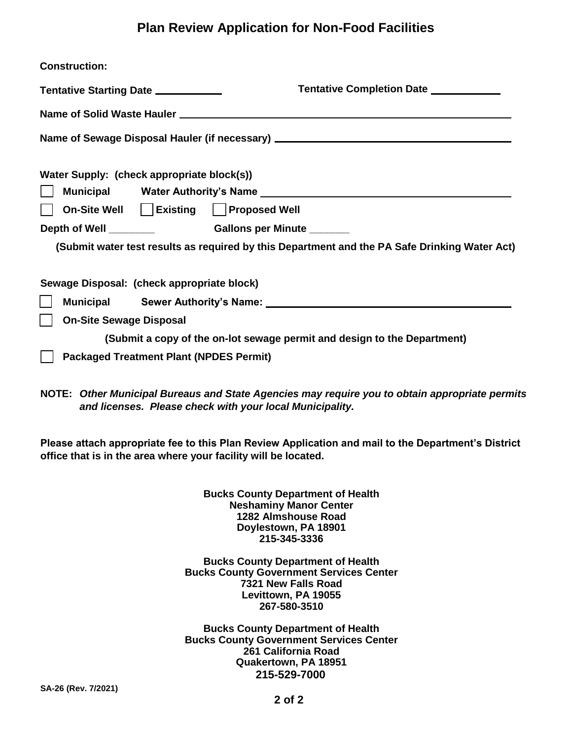# Plan Review Application for Non-Food Facilities

**Construction:**

**Tentative Starting Date ____________** **Tentative Completion Date ____________**

**Name of Solid Waste Hauler ______________________________________________**

**Name of Sewage Disposal Hauler (if necessary) ____________________________**

**Water Supply: (check appropriate block(s))**

☐ **Municipal** **Water Authority's Name ____________________________________**

☐ **On-Site Well** ☐ **Existing** ☐ **Proposed Well**

**Depth of Well ________** **Gallons per Minute _______**

**(Submit water test results as required by this Department and the PA Safe Drinking Water Act)**

**Sewage Disposal: (check appropriate block)**

☐ **Municipal** **Sewer Authority's Name: __________________________________**

☐ **On-Site Sewage Disposal**

**(Submit a copy of the on-lot sewage permit and design to the Department)**

☐ **Packaged Treatment Plant (NPDES Permit)**

**NOTE:** ***Other Municipal Bureaus and State Agencies may require you to obtain appropriate permits and licenses. Please check with your local Municipality.***

**Please attach appropriate fee to this Plan Review Application and mail to the Department's District office that is in the area where your facility will be located.**

**Bucks County Department of Health**
**Neshaminy Manor Center**
**1282 Almshouse Road**
**Doylestown, PA 18901**
**215-345-3336**

**Bucks County Department of Health**
**Bucks County Government Services Center**
**7321 New Falls Road**
**Levittown, PA 19055**
**267-580-3510**

**Bucks County Department of Health**
**Bucks County Government Services Center**
**261 California Road**
**Quakertown, PA 18951**
**215-529-7000**

**SA-26 (Rev. 7/2021)**